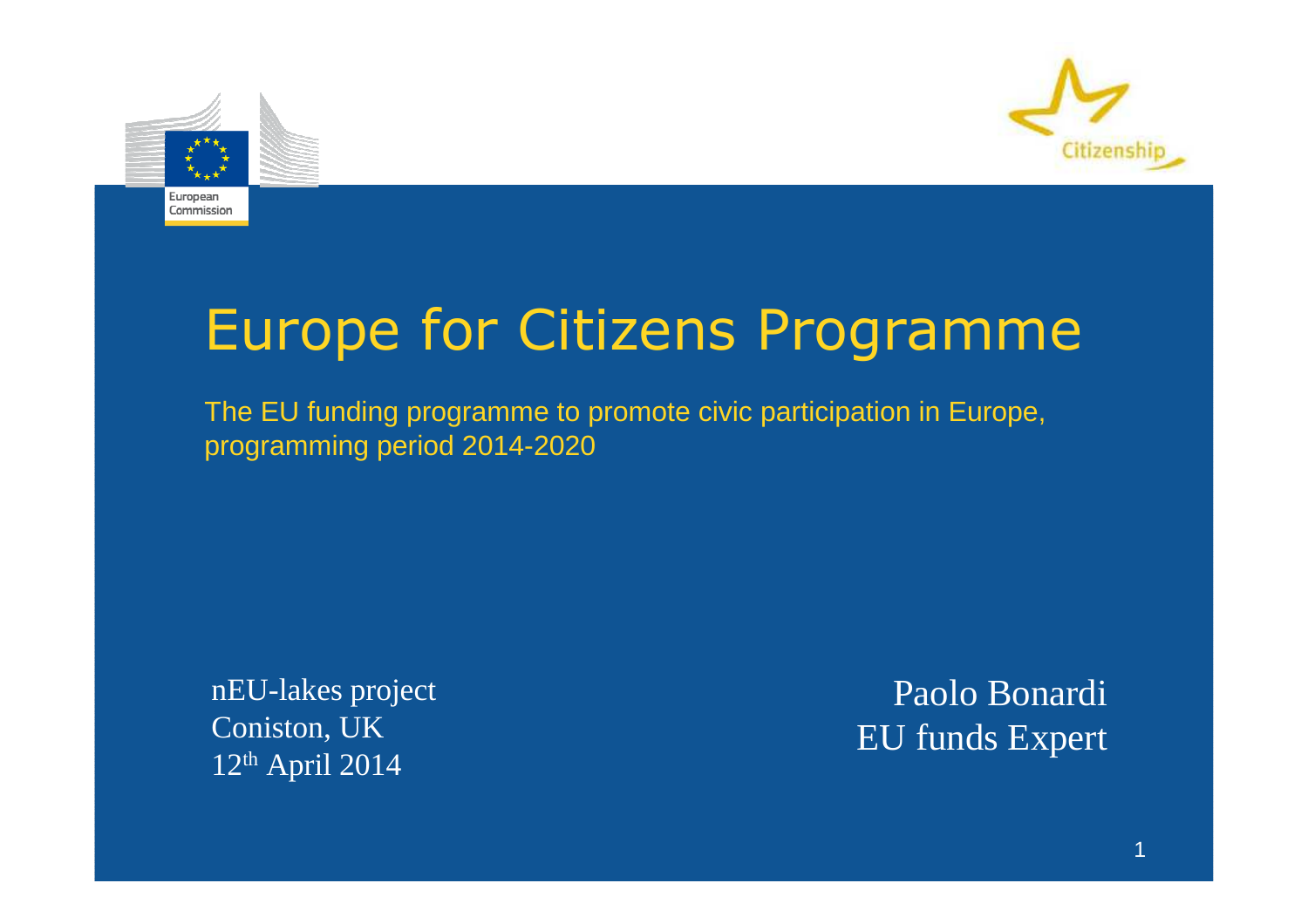# Europe for Citizens Programme

The EU funding programme to promote civic participation in Europe, programming period 2014-2020

nEU-lakes project
Coniston, UK
12th April 2014

Paolo Bonardi
EU funds Expert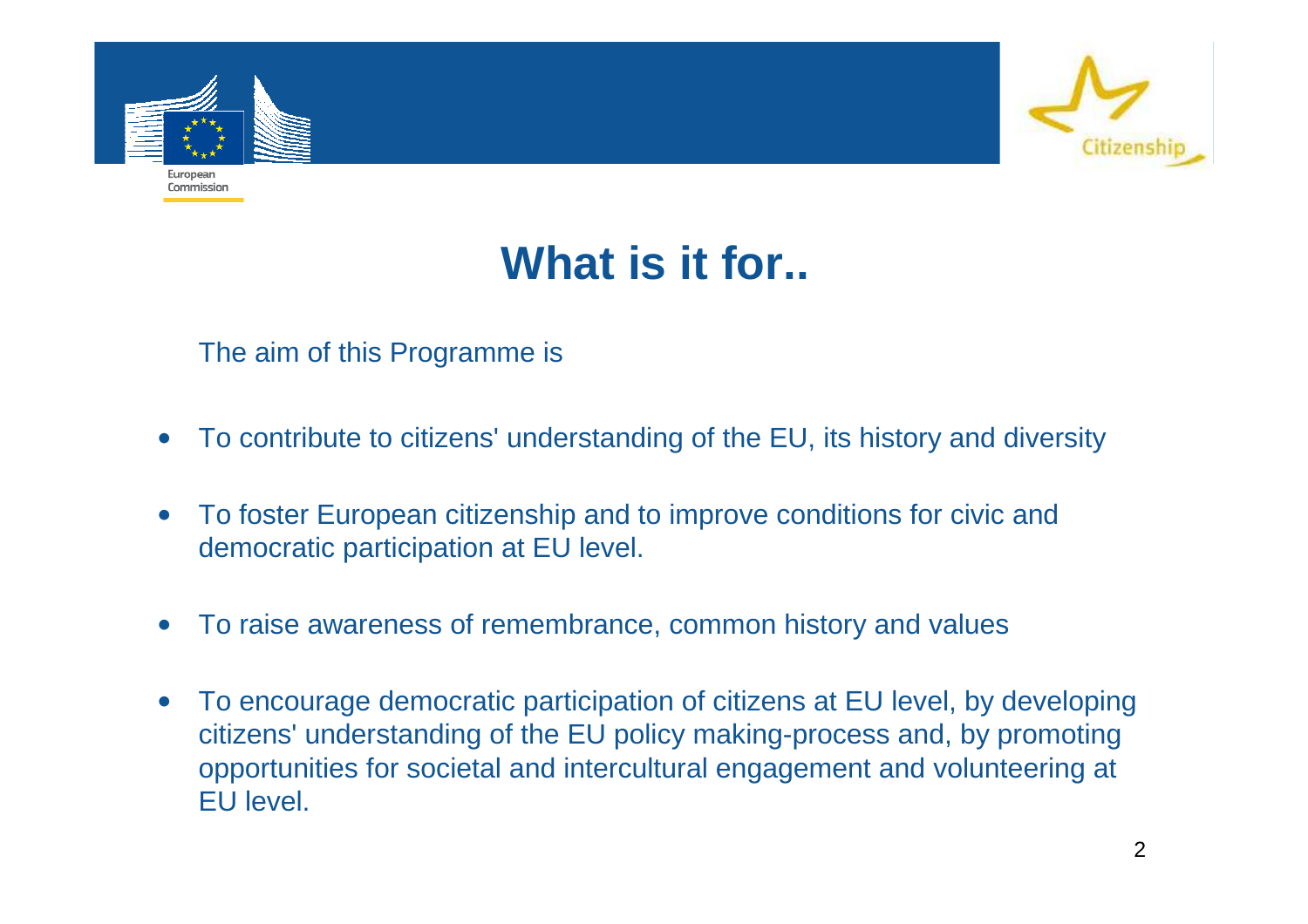# What is it for..

The aim of this Programme is

- To contribute to citizens' understanding of the EU, its history and diversity
- To foster European citizenship and to improve conditions for civic and democratic participation at EU level.
- To raise awareness of remembrance, common history and values
- To encourage democratic participation of citizens at EU level, by developing citizens' understanding of the EU policy making-process and, by promoting opportunities for societal and intercultural engagement and volunteering at EU level.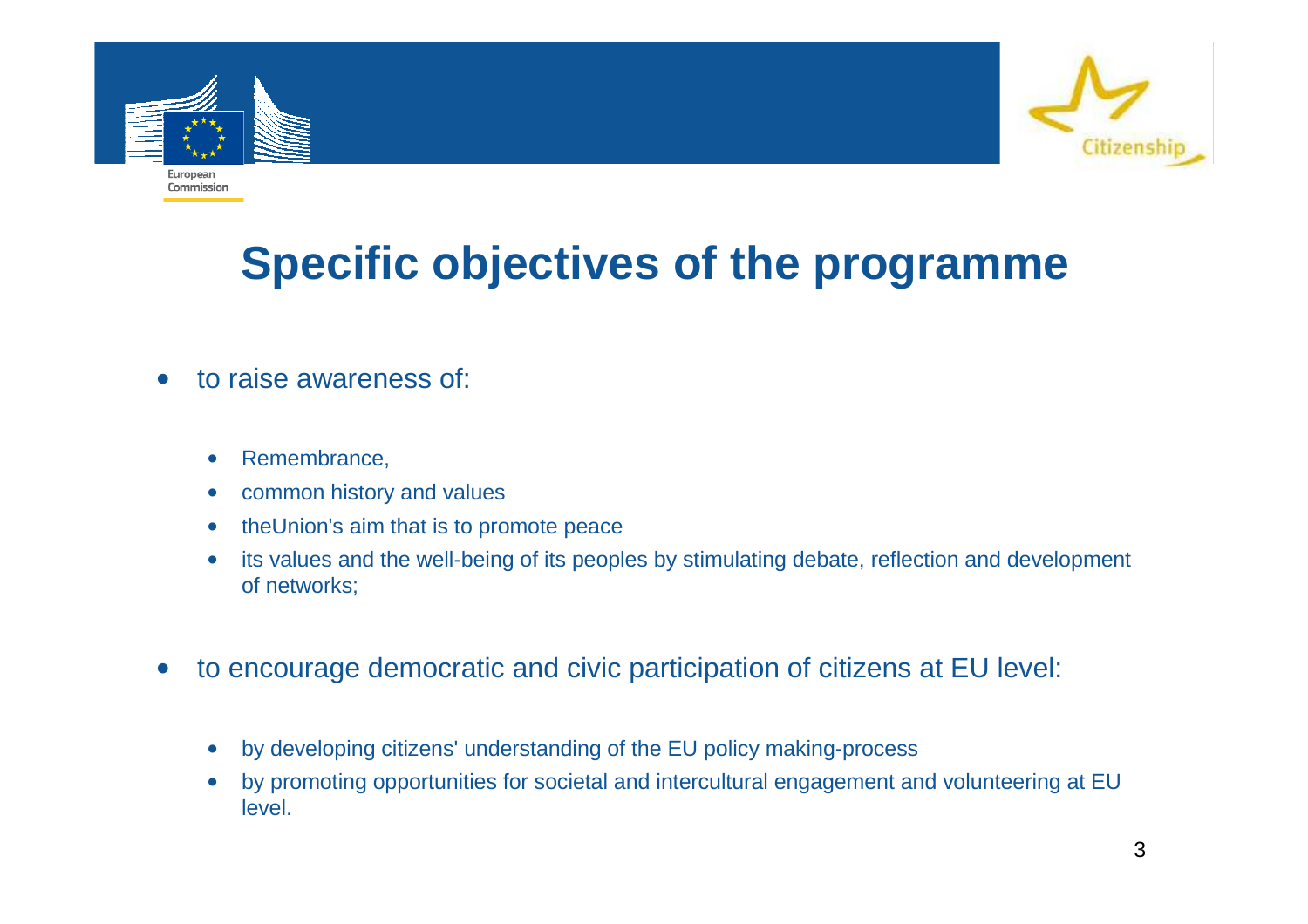# Specific objectives of the programme

- to raise awareness of:
  - Remembrance,
  - common history and values
  - theUnion's aim that is to promote peace
  - its values and the well-being of its peoples by stimulating debate, reflection and development of networks;

- to encourage democratic and civic participation of citizens at EU level:
  - by developing citizens' understanding of the EU policy making-process
  - by promoting opportunities for societal and intercultural engagement and volunteering at EU level.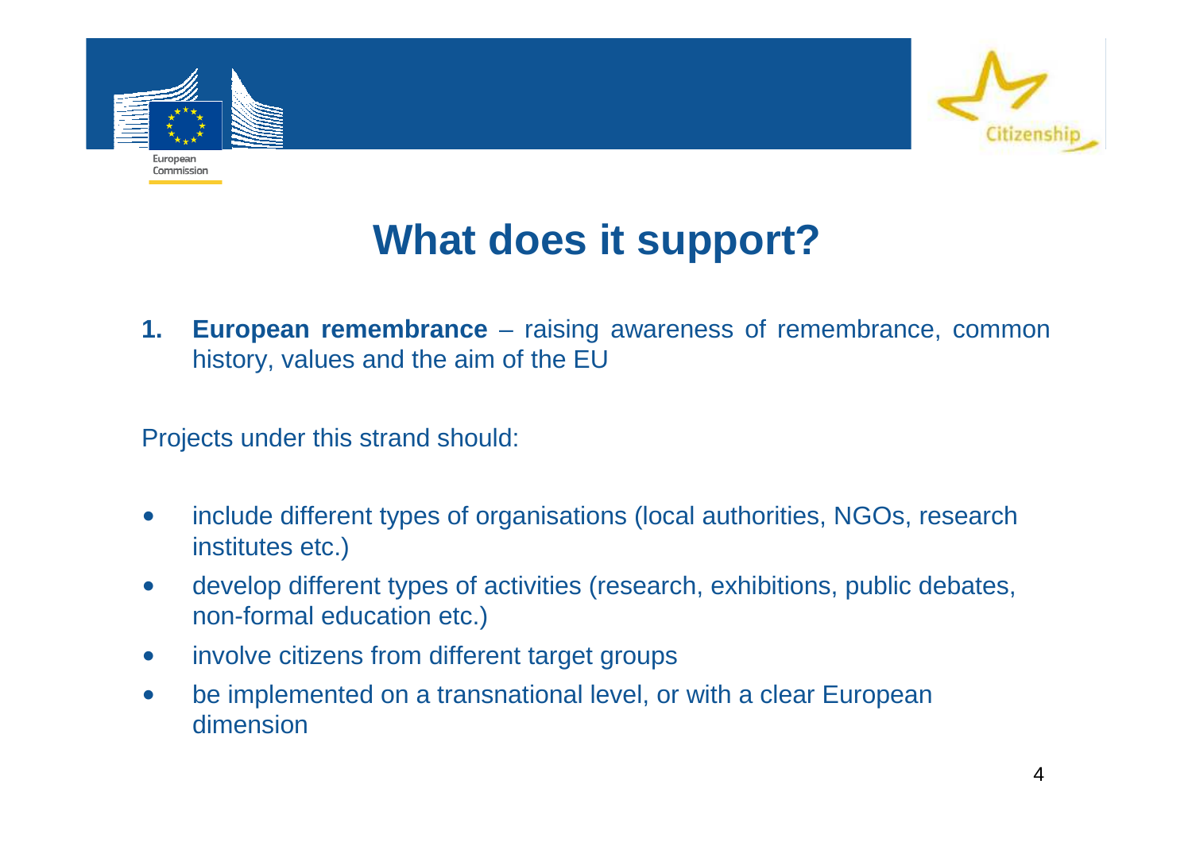# What does it support?

1. **European remembrance** – raising awareness of remembrance, common history, values and the aim of the EU

Projects under this strand should:

- include different types of organisations (local authorities, NGOs, research institutes etc.)
- develop different types of activities (research, exhibitions, public debates, non-formal education etc.)
- involve citizens from different target groups
- be implemented on a transnational level, or with a clear European dimension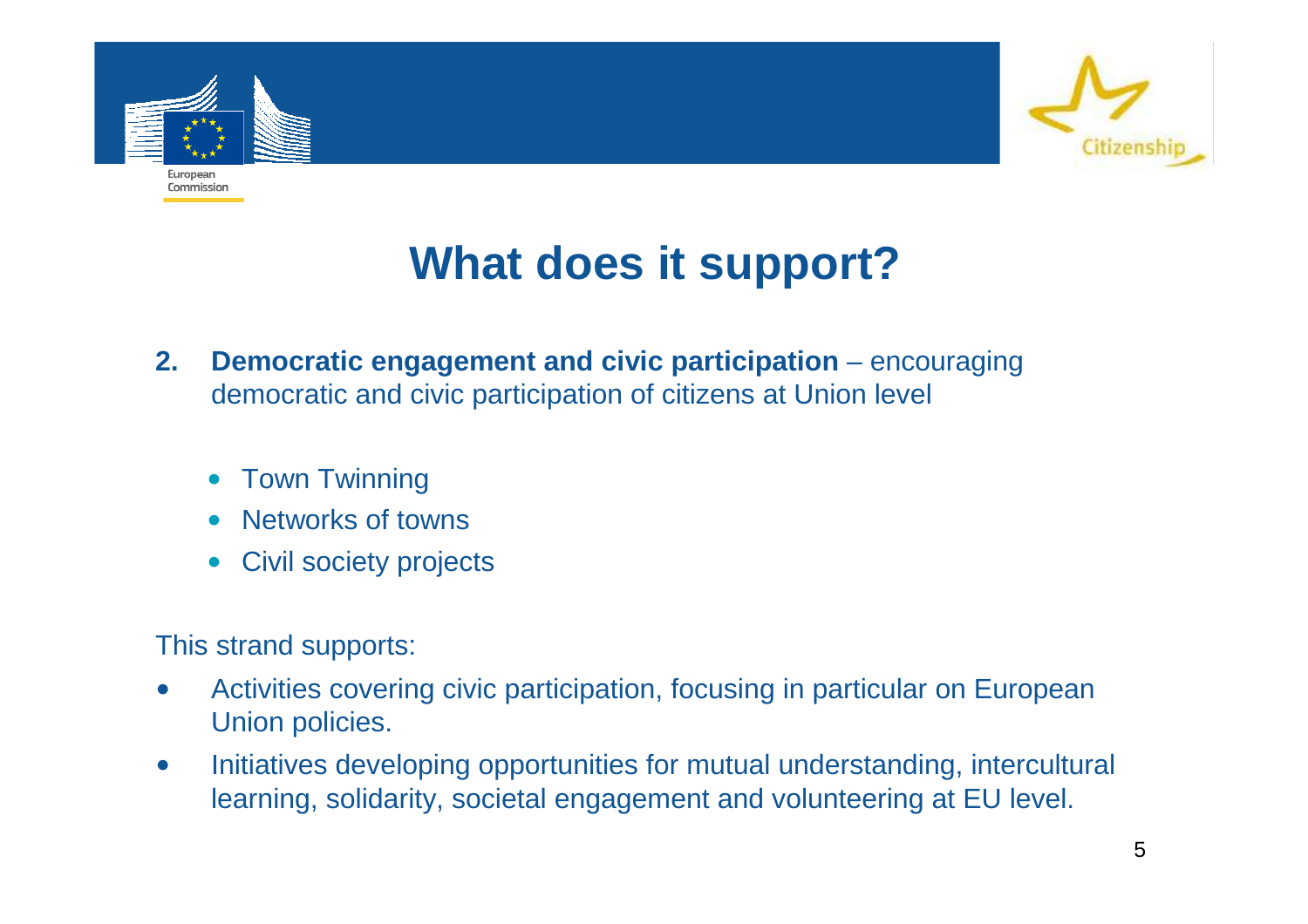# What does it support?

2. **Democratic engagement and civic participation** – encouraging democratic and civic participation of citizens at Union level

   - Town Twinning
   - Networks of towns
   - Civil society projects

This strand supports:

- Activities covering civic participation, focusing in particular on European Union policies.
- Initiatives developing opportunities for mutual understanding, intercultural learning, solidarity, societal engagement and volunteering at EU level.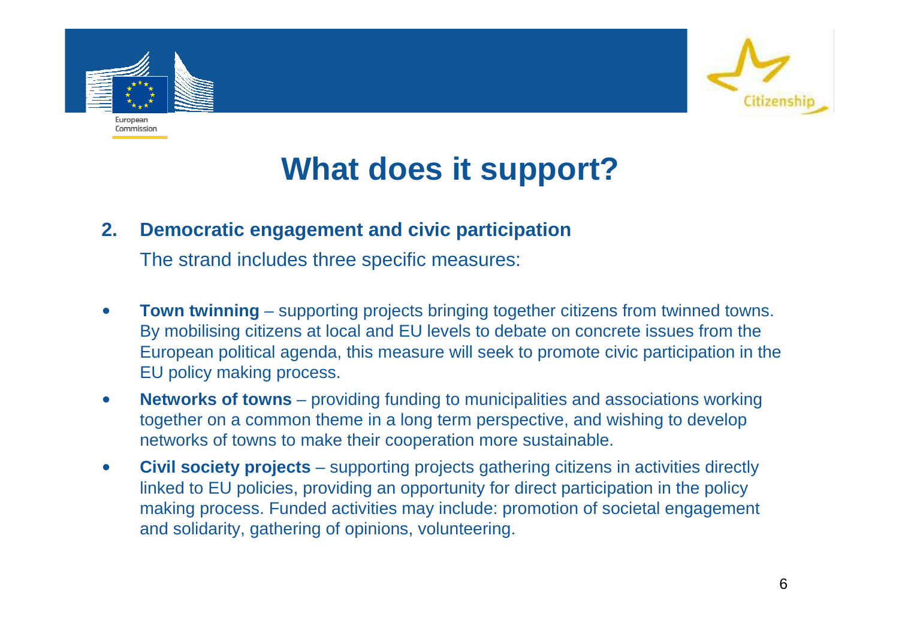# What does it support?

**2. Democratic engagement and civic participation**

The strand includes three specific measures:

- **Town twinning** – supporting projects bringing together citizens from twinned towns. By mobilising citizens at local and EU levels to debate on concrete issues from the European political agenda, this measure will seek to promote civic participation in the EU policy making process.
- **Networks of towns** – providing funding to municipalities and associations working together on a common theme in a long term perspective, and wishing to develop networks of towns to make their cooperation more sustainable.
- **Civil society projects** – supporting projects gathering citizens in activities directly linked to EU policies, providing an opportunity for direct participation in the policy making process. Funded activities may include: promotion of societal engagement and solidarity, gathering of opinions, volunteering.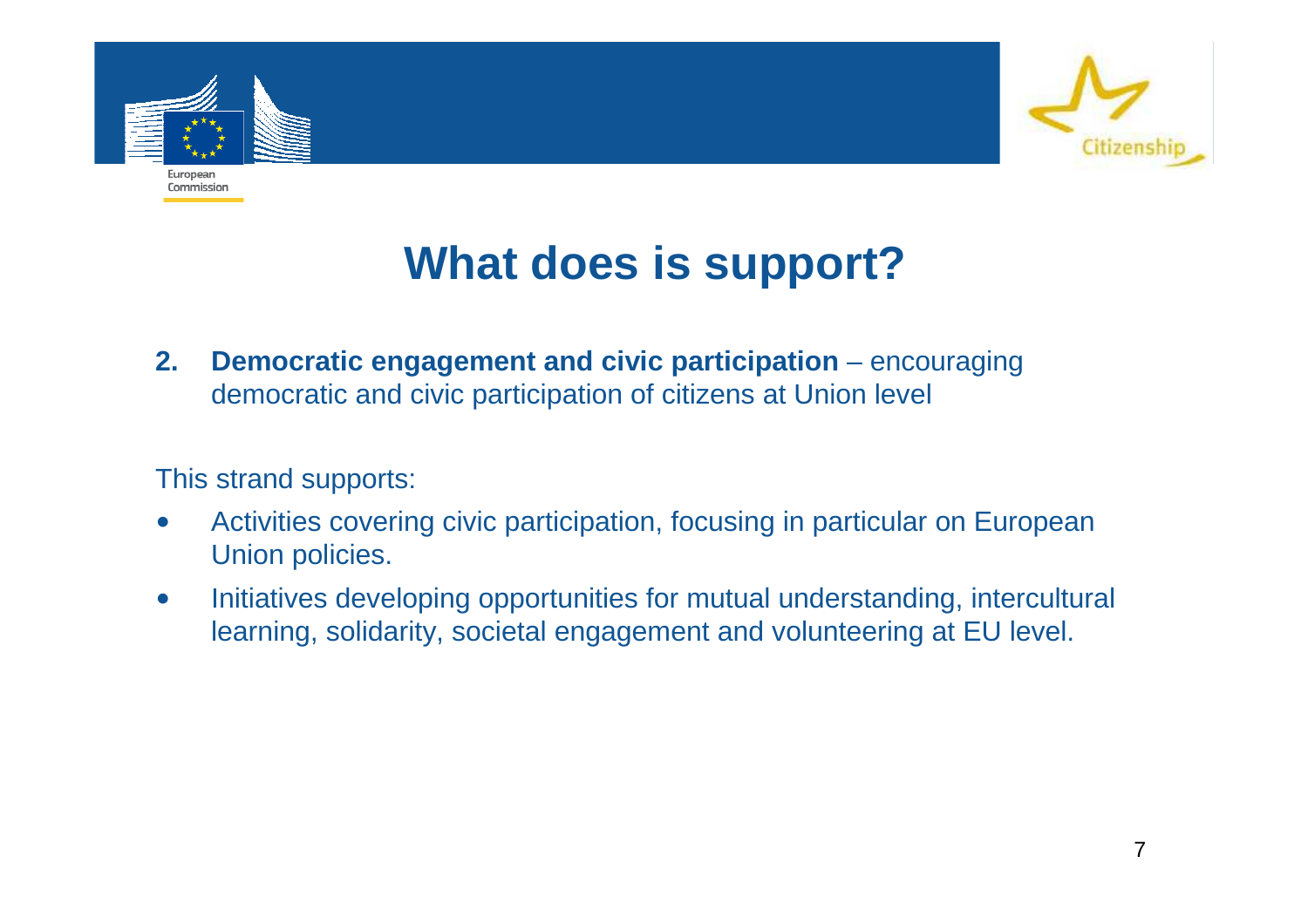# What does is support?

2. **Democratic engagement and civic participation** – encouraging democratic and civic participation of citizens at Union level

This strand supports:

- Activities covering civic participation, focusing in particular on European Union policies.
- Initiatives developing opportunities for mutual understanding, intercultural learning, solidarity, societal engagement and volunteering at EU level.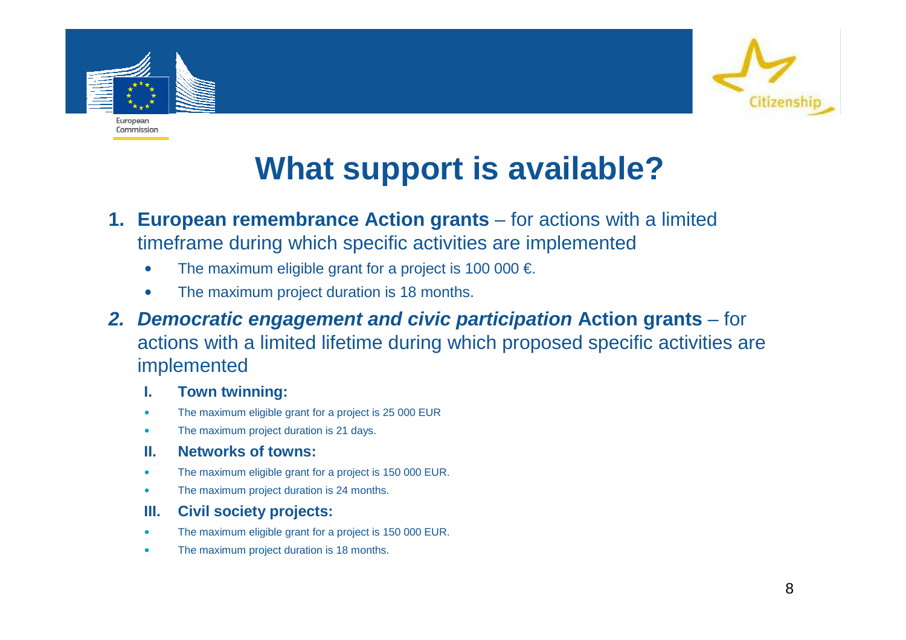# What support is available?

1. **European remembrance Action grants** – for actions with a limited timeframe during which specific activities are implemented
   - The maximum eligible grant for a project is 100 000 €.
   - The maximum project duration is 18 months.
2. ***Democratic engagement and civic participation* Action grants** – for actions with a limited lifetime during which proposed specific activities are implemented

   I. **Town twinning:**
   - The maximum eligible grant for a project is 25 000 EUR
   - The maximum project duration is 21 days.

   II. **Networks of towns:**
   - The maximum eligible grant for a project is 150 000 EUR.
   - The maximum project duration is 24 months.

   III. **Civil society projects:**
   - The maximum eligible grant for a project is 150 000 EUR.
   - The maximum project duration is 18 months.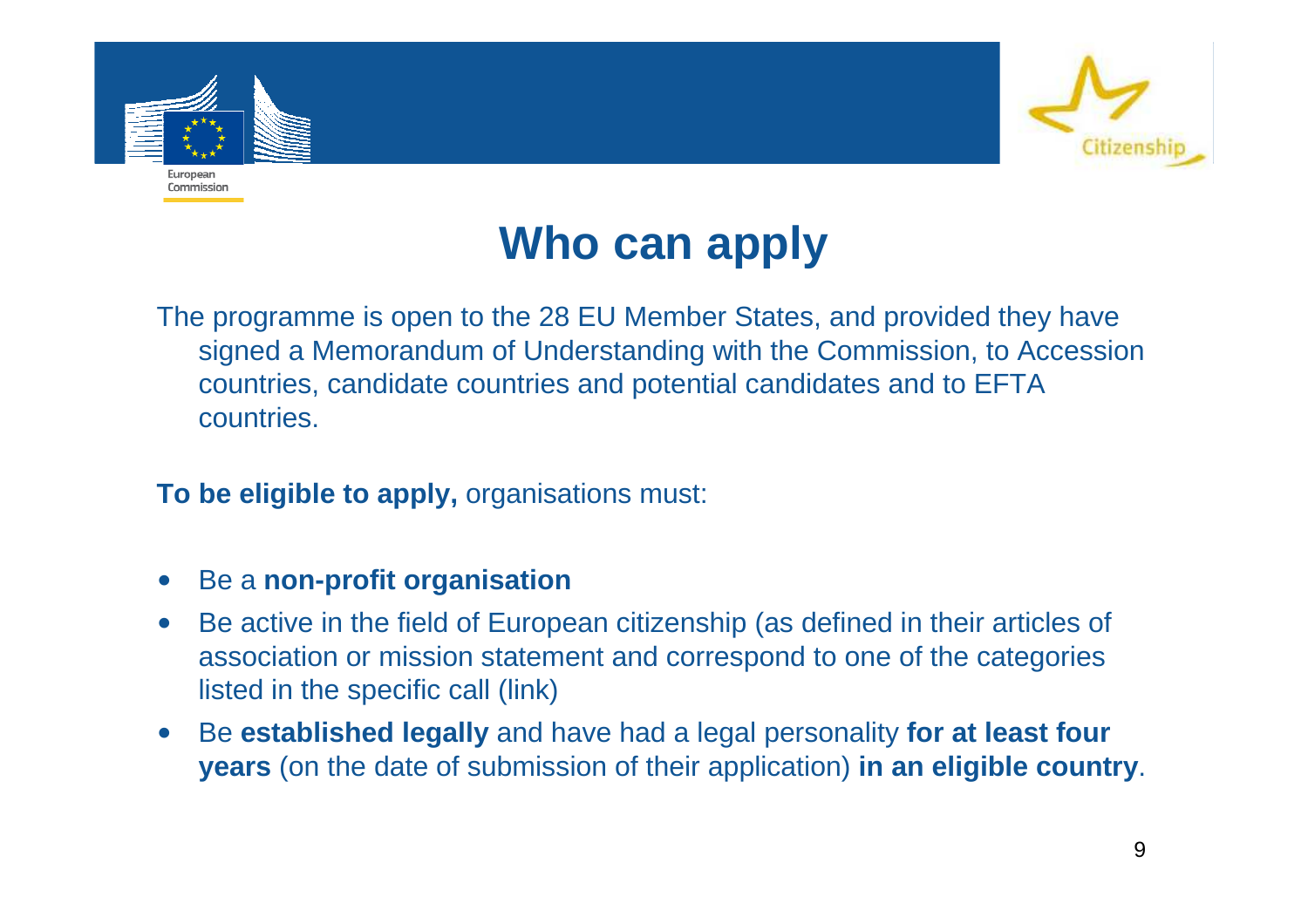# Who can apply

The programme is open to the 28 EU Member States, and provided they have signed a Memorandum of Understanding with the Commission, to Accession countries, candidate countries and potential candidates and to EFTA countries.

**To be eligible to apply,** organisations must:

- Be a **non-profit organisation**
- Be active in the field of European citizenship (as defined in their articles of association or mission statement and correspond to one of the categories listed in the specific call (link)
- Be **established legally** and have had a legal personality **for at least four years** (on the date of submission of their application) **in an eligible country**.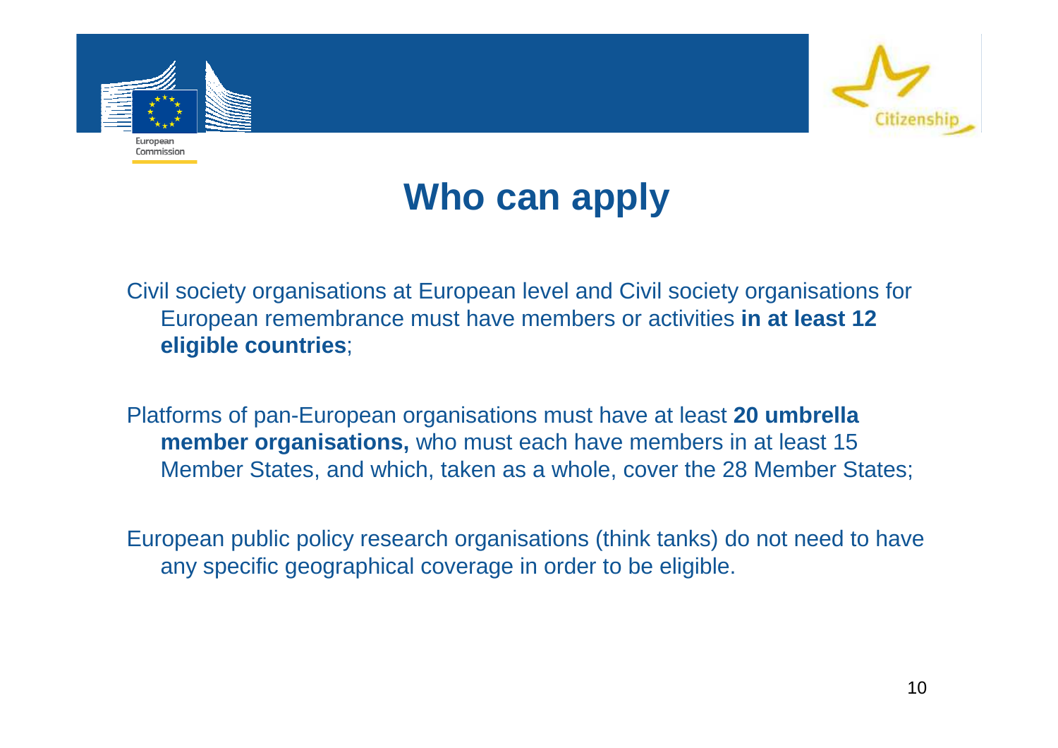# Who can apply

Civil society organisations at European level and Civil society organisations for European remembrance must have members or activities **in at least 12 eligible countries**;

Platforms of pan-European organisations must have at least **20 umbrella member organisations,** who must each have members in at least 15 Member States, and which, taken as a whole, cover the 28 Member States;

European public policy research organisations (think tanks) do not need to have any specific geographical coverage in order to be eligible.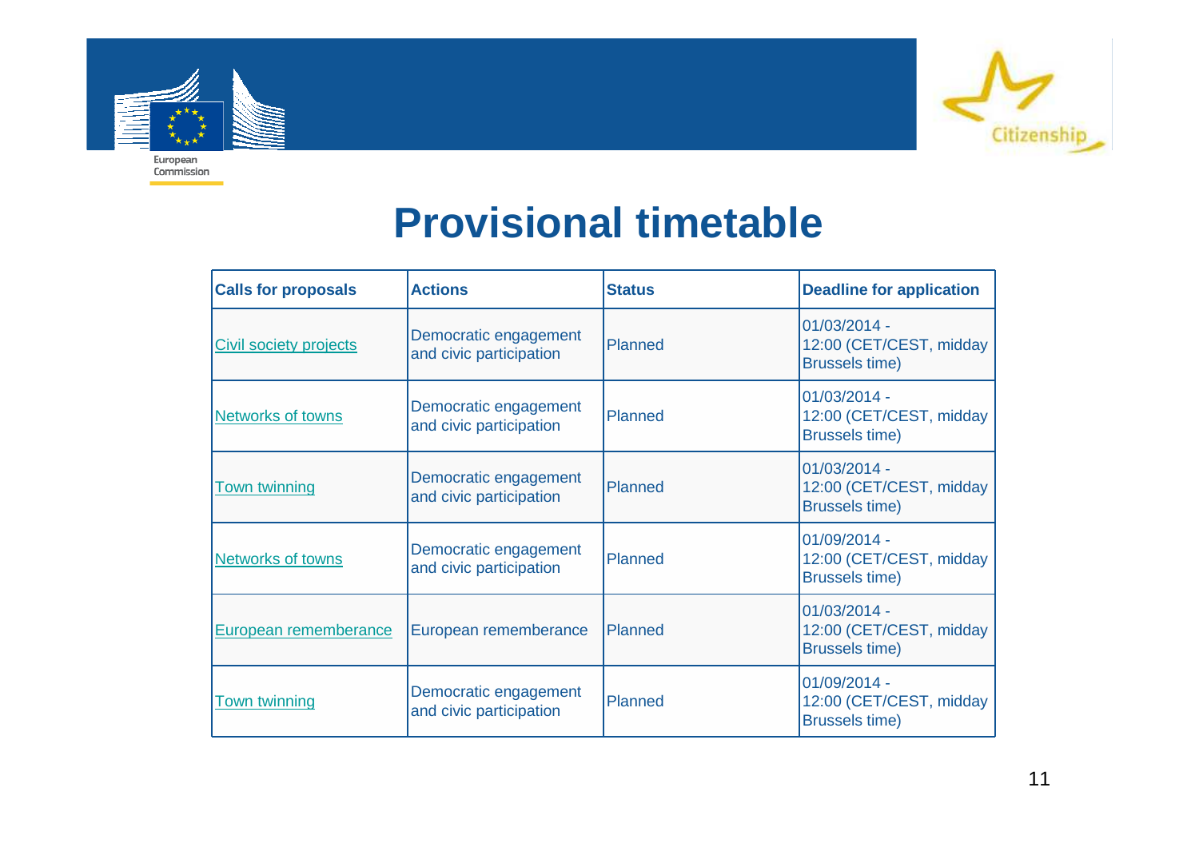# Provisional timetable

| Calls for proposals | Actions | Status | Deadline for application |
|---|---|---|---|
| Civil society projects | Democratic engagement and civic participation | Planned | 01/03/2014 - 12:00 (CET/CEST, midday Brussels time) |
| Networks of towns | Democratic engagement and civic participation | Planned | 01/03/2014 - 12:00 (CET/CEST, midday Brussels time) |
| Town twinning | Democratic engagement and civic participation | Planned | 01/03/2014 - 12:00 (CET/CEST, midday Brussels time) |
| Networks of towns | Democratic engagement and civic participation | Planned | 01/09/2014 - 12:00 (CET/CEST, midday Brussels time) |
| European rememberance | European rememberance | Planned | 01/03/2014 - 12:00 (CET/CEST, midday Brussels time) |
| Town twinning | Democratic engagement and civic participation | Planned | 01/09/2014 - 12:00 (CET/CEST, midday Brussels time) |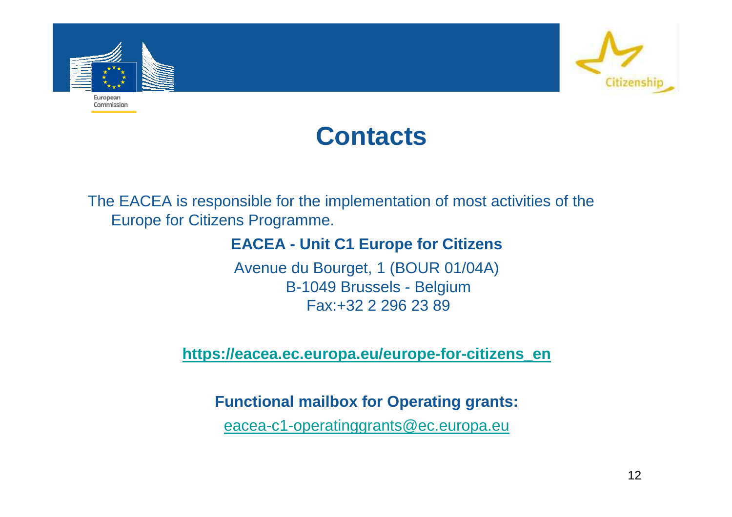# Contacts

The EACEA is responsible for the implementation of most activities of the Europe for Citizens Programme.

**EACEA - Unit C1 Europe for Citizens**

Avenue du Bourget, 1 (BOUR 01/04A)
B-1049 Brussels - Belgium
Fax:+32 2 296 23 89

**https://eacea.ec.europa.eu/europe-for-citizens_en**

**Functional mailbox for Operating grants:**

eacea-c1-operatinggrants@ec.europa.eu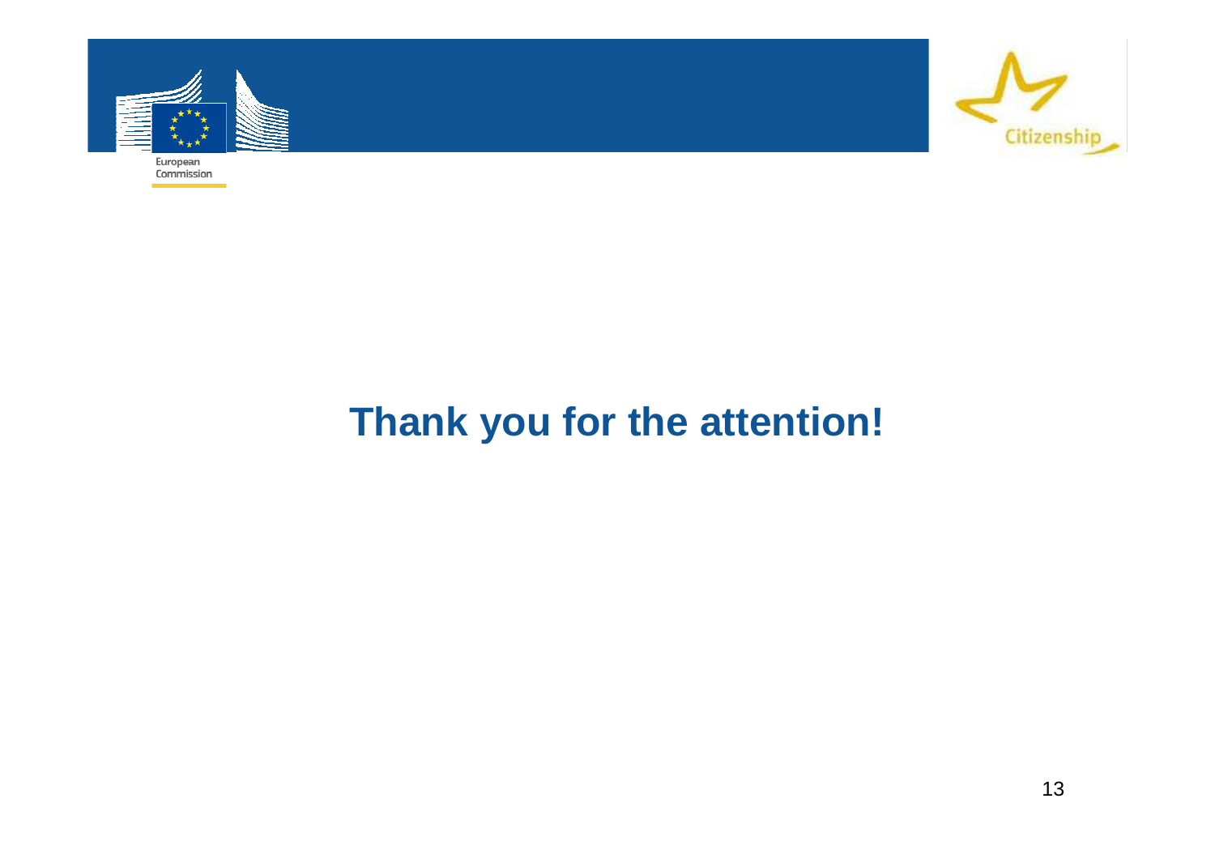European Commission

Citizenship

## Thank you for the attention!